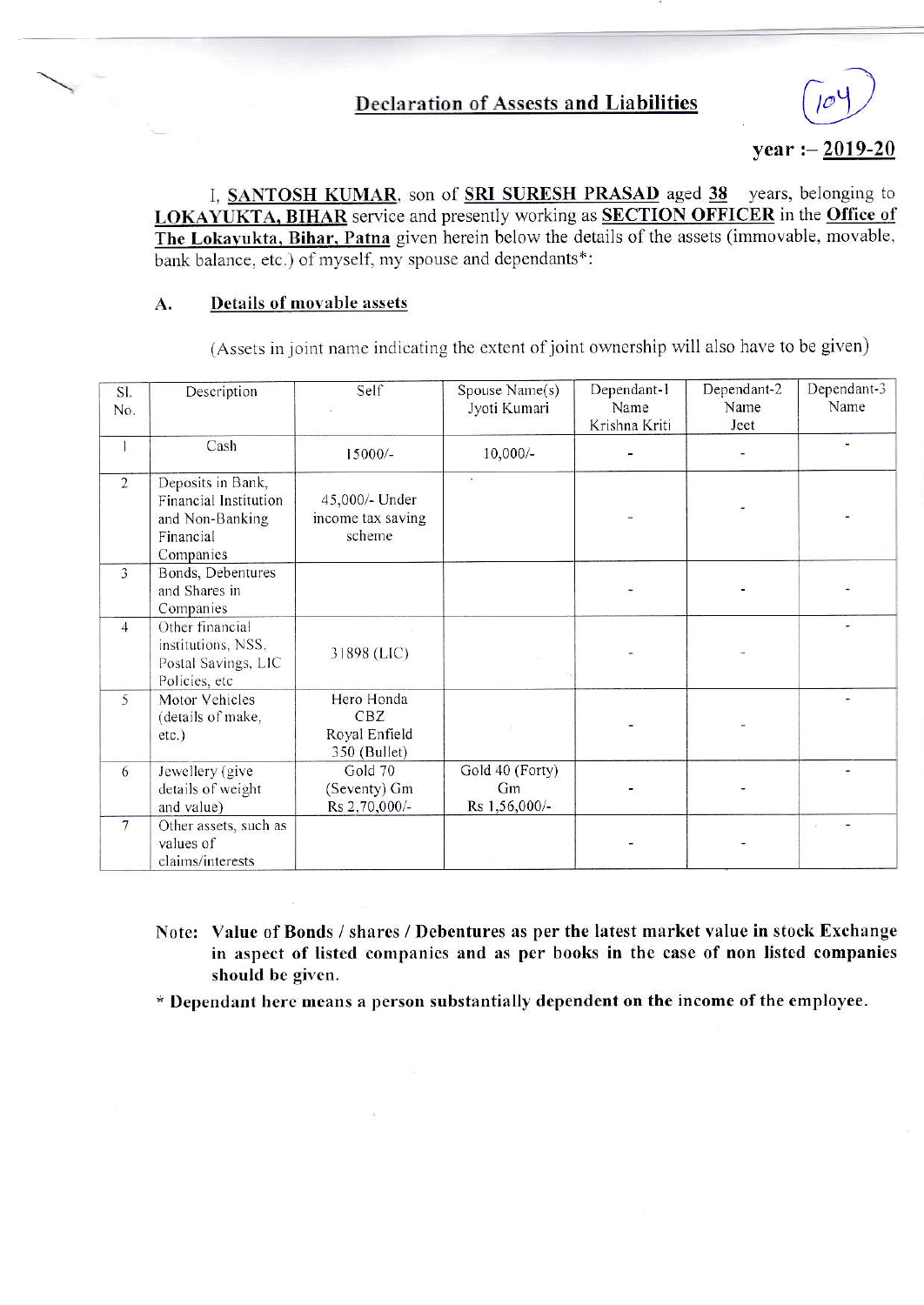## Declaration of Assests and Liabilities

(104)

**year :– 2019-20**

I, **SANTOSH KUMAR**, son of **SRI SURESH PRASAD** aged **38** years, belonging to **LOKAYUKTA, BIHAR** service and presently working as **SECTION OFFICER** in the **Office of The Lokayukta, Bihar, Patna** given herein below the details of the assets (immovable, movable, bank balance, etc.) of myself, my spouse and dependants*:

### A. Details of movable assets

(Assets in joint name indicating the extent of joint ownership will also have to be given)

| Sl. No. | Description | Self | Spouse Name(s) Jyoti Kumari | Dependant-1 Name Krishna Kriti | Dependant-2 Name Jeet | Dependant-3 Name |
|---|---|---|---|---|---|---|
| 1 | Cash | 15000/- | 10,000/- | - | - | - |
| 2 | Deposits in Bank, Financial Institution and Non-Banking Financial Companies | 45,000/- Under income tax saving scheme | | - | - | - |
| 3 | Bonds, Debentures and Shares in Companies | | | - | - | - |
| 4 | Other financial institutions, NSS, Postal Savings, LIC Policies, etc | 31898 (LIC) | | - | - | - |
| 5 | Motor Vehicles (details of make, etc.) | Hero Honda CBZ Royal Enfield 350 (Bullet) | | - | - | - |
| 6 | Jewellery (give details of weight and value) | Gold 70 (Seventy) Gm Rs 2,70,000/- | Gold 40 (Forty) Gm Rs 1,56,000/- | - | - | - |
| 7 | Other assets, such as values of claims/interests | | | - | - | - |

**Note: Value of Bonds / shares / Debentures as per the latest market value in stock Exchange in aspect of listed companies and as per books in the case of non listed companies should be given.**

**\* Dependant here means a person substantially dependent on the income of the employee.**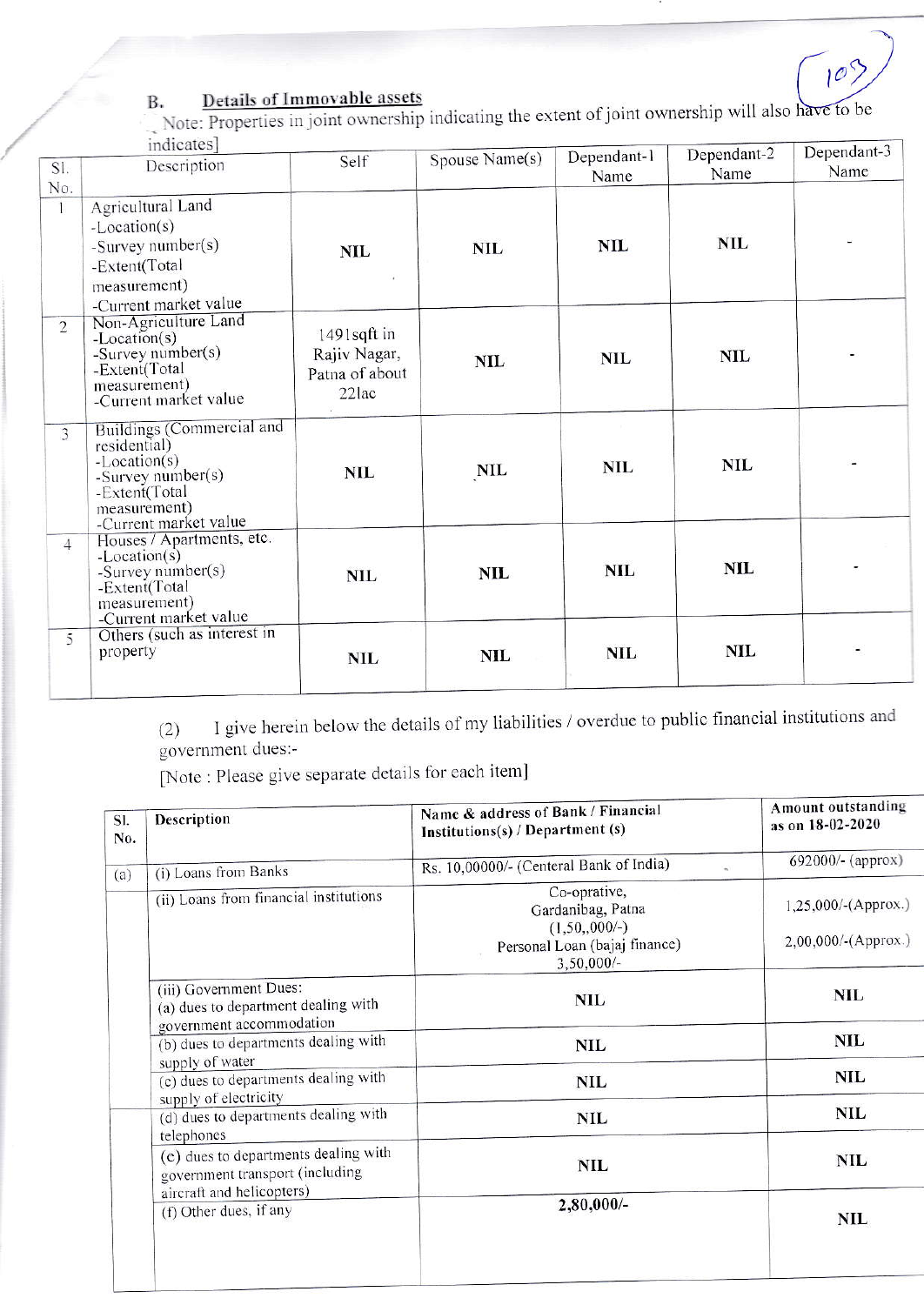### B. Details of Immovable assets

[Note: Properties in joint ownership indicating the extent of joint ownership will also have to be indicates]

| Sl. No. | Description | Self | Spouse Name(s) | Dependant-1 Name | Dependant-2 Name | Dependant-3 Name |
|---|---|---|---|---|---|---|
| 1 | Agricultural Land -Location(s) -Survey number(s) -Extent(Total measurement) -Current market value | NIL | NIL | NIL | NIL | - |
| 2 | Non-Agriculture Land -Location(s) -Survey number(s) -Extent(Total measurement) -Current market value | 1491sqft in Rajiv Nagar, Patna of about 22lac | NIL | NIL | NIL | - |
| 3 | Buildings (Commercial and residential) -Location(s) -Survey number(s) -Extent(Total measurement) -Current market value | NIL | NIL | NIL | NIL | - |
| 4 | Houses / Apartments, etc. -Location(s) -Survey number(s) -Extent(Total measurement) -Current market value | NIL | NIL | NIL | NIL | - |
| 5 | Others (such as interest in property | NIL | NIL | NIL | NIL | - |

(2) I give herein below the details of my liabilities / overdue to public financial institutions and government dues:-

[Note : Please give separate details for each item]

| Sl. No. | Description | Name & address of Bank / Financial Institutions(s) / Department (s) | Amount outstanding as on 18-02-2020 |
|---|---|---|---|
| (a) | (i) Loans from Banks | Rs. 10,00000/- (Centeral Bank of India) | 692000/- (approx) |
| | (ii) Loans from financial institutions | Co-oprative, Gardanibag, Patna (1,50,,000/-) Personal Loan (bajaj finance) 3,50,000/- | 1,25,000/-(Approx.) 2,00,000/-(Approx.) |
| | (iii) Government Dues: (a) dues to department dealing with government accommodation | NIL | NIL |
| | (b) dues to departments dealing with supply of water | NIL | NIL |
| | (c) dues to departments dealing with supply of electricity | NIL | NIL |
| | (d) dues to departments dealing with telephones | NIL | NIL |
| | (e) dues to departments dealing with government transport (including aircraft and helicopters) | NIL | NIL |
| | (f) Other dues, if any | 2,80,000/- | NIL |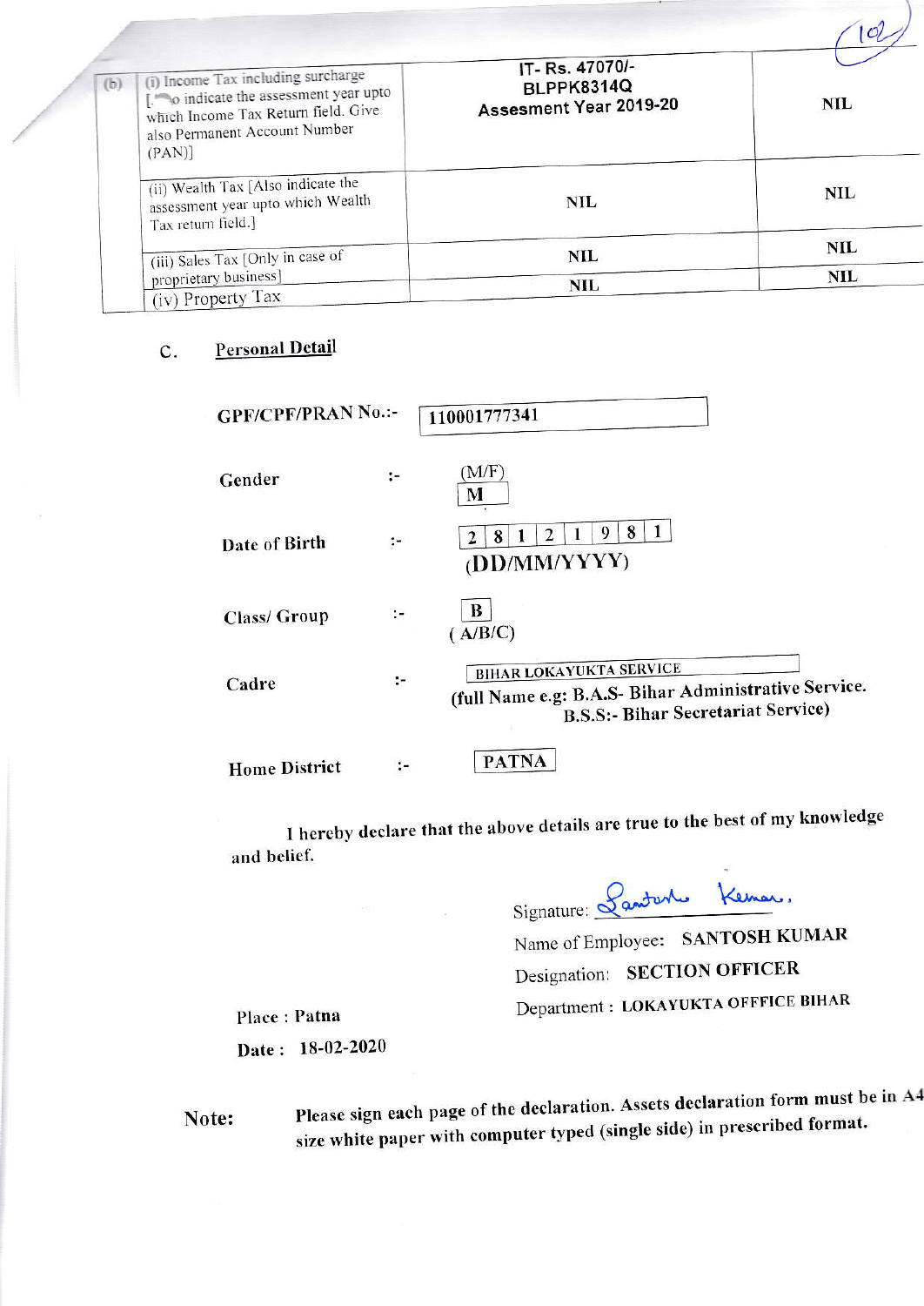| | | | |
|---|---|---|---|
| (b) | (i) Income Tax including surcharge [To indicate the assessment year upto which Income Tax Return field. Give also Permanent Account Number (PAN)] | IT- Rs. 47070/- BLPPK8314Q Assesment Year 2019-20 | NIL |
| | (ii) Wealth Tax [Also indicate the assessment year upto which Wealth Tax return field.] | NIL | NIL |
| | (iii) Sales Tax [Only in case of proprietary business] | NIL | NIL |
| | (iv) Property Tax | NIL | NIL |

C. **Personal Detail**

**GPF/CPF/PRAN No.:-** 110001777341

**Gender** :- (M/F) M

**Date of Birth** :- 28121981 (DD/MM/YYYY)

**Class/ Group** :- B (A/B/C)

**Cadre** :- BIHAR LOKAYUKTA SERVICE
(full Name e.g: B.A.S- Bihar Administrative Service. B.S.S:- Bihar Secretariat Service)

**Home District** :- PATNA

I hereby declare that the above details are true to the best of my knowledge and belief.

Signature: Santosh Kumar

Name of Employee: SANTOSH KUMAR

Designation: SECTION OFFICER

Department : LOKAYUKTA OFFICE BIHAR

Place : Patna

Date : 18-02-2020

**Note:** Please sign each page of the declaration. Assets declaration form must be in A4 size white paper with computer typed (single side) in prescribed format.